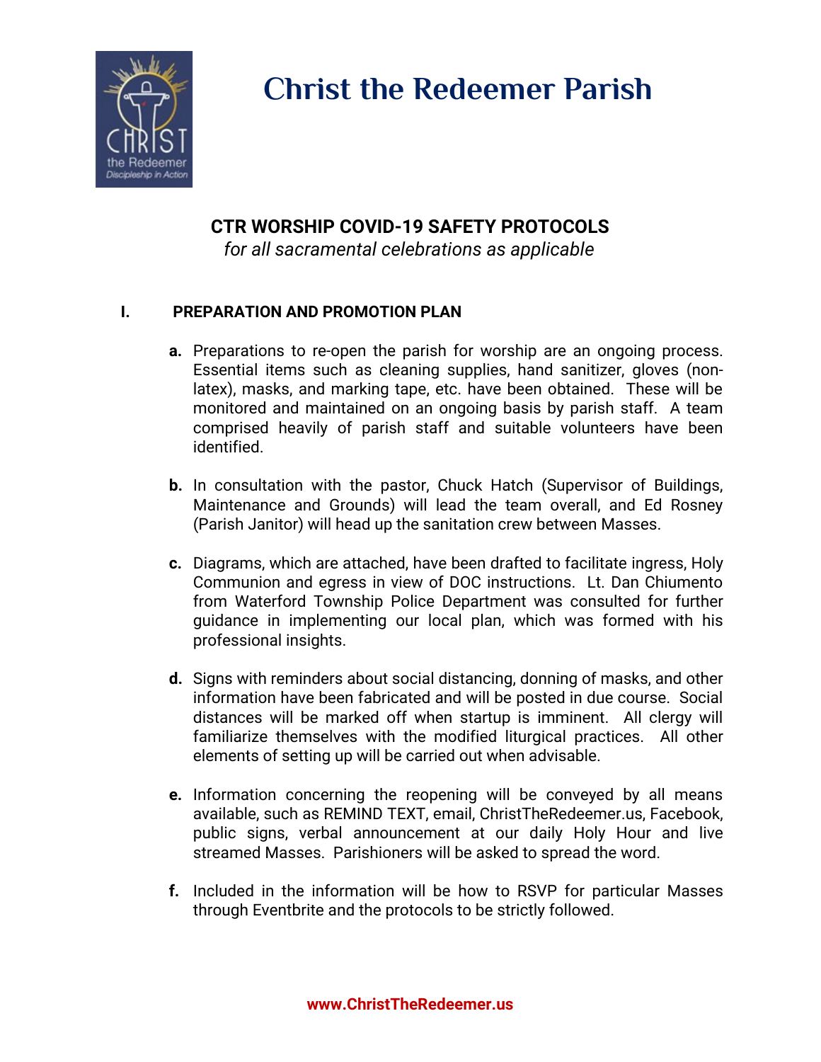# Christ the Redeemer Parish

## CTR WORSHIP COVID-19 SAFETY PROTOCOLS

*for all sacramental celebrations as applicable*

### I. PREPARATION AND PROMOTION PLAN

**a.** Preparations to re-open the parish for worship are an ongoing process. Essential items such as cleaning supplies, hand sanitizer, gloves (non-latex), masks, and marking tape, etc. have been obtained. These will be monitored and maintained on an ongoing basis by parish staff. A team comprised heavily of parish staff and suitable volunteers have been identified.

**b.** In consultation with the pastor, Chuck Hatch (Supervisor of Buildings, Maintenance and Grounds) will lead the team overall, and Ed Rosney (Parish Janitor) will head up the sanitation crew between Masses.

**c.** Diagrams, which are attached, have been drafted to facilitate ingress, Holy Communion and egress in view of DOC instructions. Lt. Dan Chiumento from Waterford Township Police Department was consulted for further guidance in implementing our local plan, which was formed with his professional insights.

**d.** Signs with reminders about social distancing, donning of masks, and other information have been fabricated and will be posted in due course. Social distances will be marked off when startup is imminent. All clergy will familiarize themselves with the modified liturgical practices. All other elements of setting up will be carried out when advisable.

**e.** Information concerning the reopening will be conveyed by all means available, such as REMIND TEXT, email, ChristTheRedeemer.us, Facebook, public signs, verbal announcement at our daily Holy Hour and live streamed Masses. Parishioners will be asked to spread the word.

**f.** Included in the information will be how to RSVP for particular Masses through Eventbrite and the protocols to be strictly followed.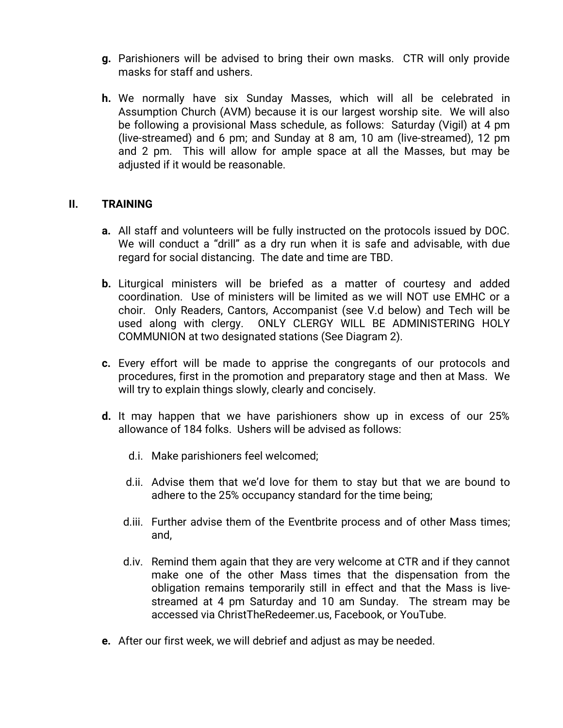**g.** Parishioners will be advised to bring their own masks. CTR will only provide masks for staff and ushers.

**h.** We normally have six Sunday Masses, which will all be celebrated in Assumption Church (AVM) because it is our largest worship site. We will also be following a provisional Mass schedule, as follows: Saturday (Vigil) at 4 pm (live-streamed) and 6 pm; and Sunday at 8 am, 10 am (live-streamed), 12 pm and 2 pm. This will allow for ample space at all the Masses, but may be adjusted if it would be reasonable.

## II. TRAINING

**a.** All staff and volunteers will be fully instructed on the protocols issued by DOC. We will conduct a "drill" as a dry run when it is safe and advisable, with due regard for social distancing. The date and time are TBD.

**b.** Liturgical ministers will be briefed as a matter of courtesy and added coordination. Use of ministers will be limited as we will NOT use EMHC or a choir. Only Readers, Cantors, Accompanist (see V.d below) and Tech will be used along with clergy. ONLY CLERGY WILL BE ADMINISTERING HOLY COMMUNION at two designated stations (See Diagram 2).

**c.** Every effort will be made to apprise the congregants of our protocols and procedures, first in the promotion and preparatory stage and then at Mass. We will try to explain things slowly, clearly and concisely.

**d.** It may happen that we have parishioners show up in excess of our 25% allowance of 184 folks. Ushers will be advised as follows:

- d.i. Make parishioners feel welcomed;
- d.ii. Advise them that we'd love for them to stay but that we are bound to adhere to the 25% occupancy standard for the time being;
- d.iii. Further advise them of the Eventbrite process and of other Mass times; and,
- d.iv. Remind them again that they are very welcome at CTR and if they cannot make one of the other Mass times that the dispensation from the obligation remains temporarily still in effect and that the Mass is live-streamed at 4 pm Saturday and 10 am Sunday. The stream may be accessed via ChristTheRedeemer.us, Facebook, or YouTube.

**e.** After our first week, we will debrief and adjust as may be needed.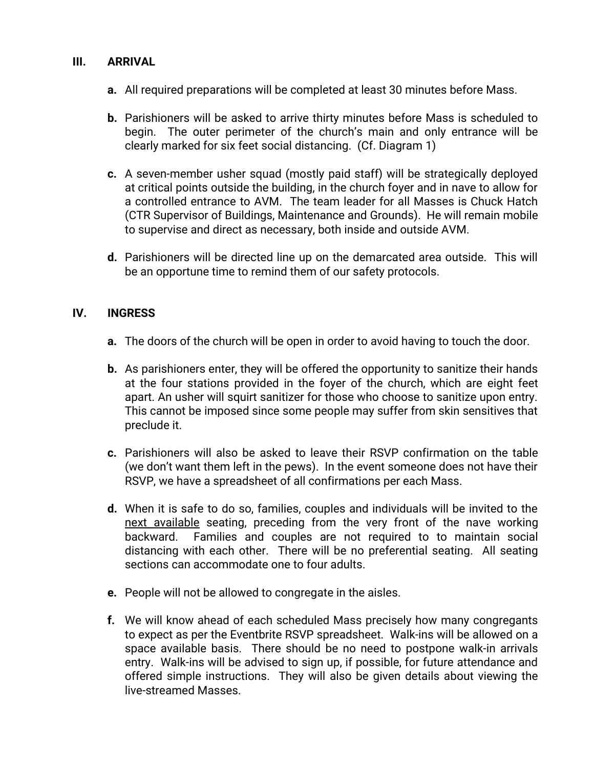## III. ARRIVAL

**a.** All required preparations will be completed at least 30 minutes before Mass.

**b.** Parishioners will be asked to arrive thirty minutes before Mass is scheduled to begin. The outer perimeter of the church's main and only entrance will be clearly marked for six feet social distancing. (Cf. Diagram 1)

**c.** A seven-member usher squad (mostly paid staff) will be strategically deployed at critical points outside the building, in the church foyer and in nave to allow for a controlled entrance to AVM. The team leader for all Masses is Chuck Hatch (CTR Supervisor of Buildings, Maintenance and Grounds). He will remain mobile to supervise and direct as necessary, both inside and outside AVM.

**d.** Parishioners will be directed line up on the demarcated area outside. This will be an opportune time to remind them of our safety protocols.

## IV. INGRESS

**a.** The doors of the church will be open in order to avoid having to touch the door.

**b.** As parishioners enter, they will be offered the opportunity to sanitize their hands at the four stations provided in the foyer of the church, which are eight feet apart. An usher will squirt sanitizer for those who choose to sanitize upon entry. This cannot be imposed since some people may suffer from skin sensitives that preclude it.

**c.** Parishioners will also be asked to leave their RSVP confirmation on the table (we don't want them left in the pews). In the event someone does not have their RSVP, we have a spreadsheet of all confirmations per each Mass.

**d.** When it is safe to do so, families, couples and individuals will be invited to the next available seating, preceding from the very front of the nave working backward. Families and couples are not required to to maintain social distancing with each other. There will be no preferential seating. All seating sections can accommodate one to four adults.

**e.** People will not be allowed to congregate in the aisles.

**f.** We will know ahead of each scheduled Mass precisely how many congregants to expect as per the Eventbrite RSVP spreadsheet. Walk-ins will be allowed on a space available basis. There should be no need to postpone walk-in arrivals entry. Walk-ins will be advised to sign up, if possible, for future attendance and offered simple instructions. They will also be given details about viewing the live-streamed Masses.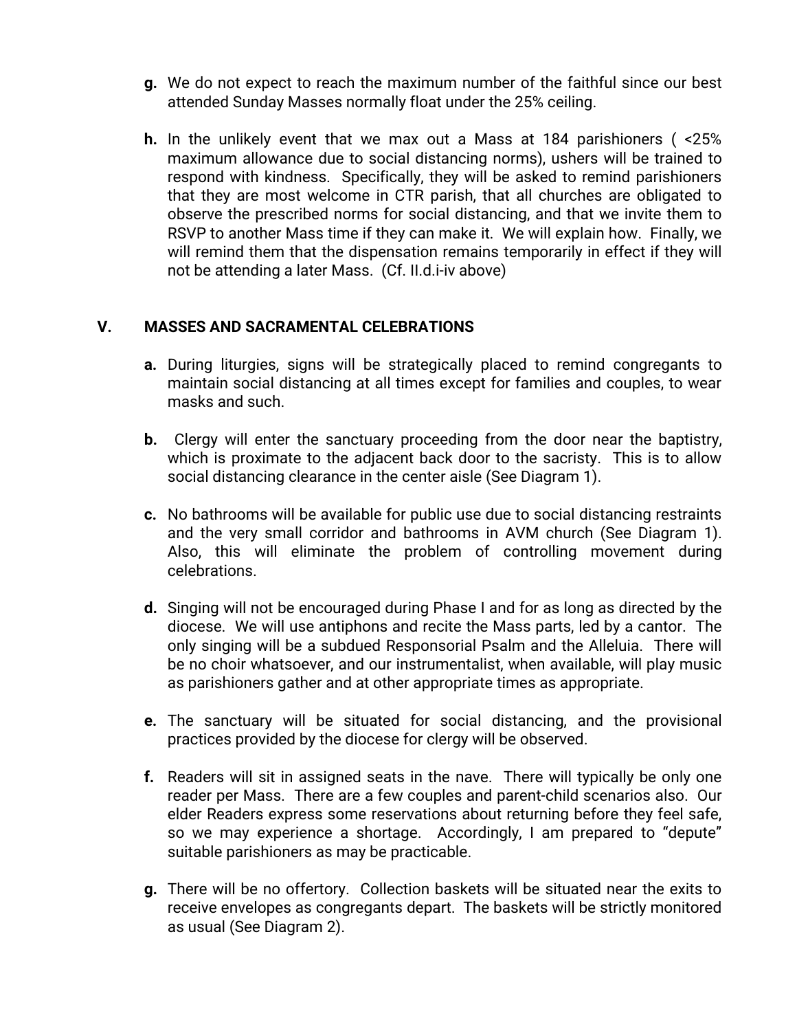**g.** We do not expect to reach the maximum number of the faithful since our best attended Sunday Masses normally float under the 25% ceiling.

**h.** In the unlikely event that we max out a Mass at 184 parishioners ( <25% maximum allowance due to social distancing norms), ushers will be trained to respond with kindness. Specifically, they will be asked to remind parishioners that they are most welcome in CTR parish, that all churches are obligated to observe the prescribed norms for social distancing, and that we invite them to RSVP to another Mass time if they can make it. We will explain how. Finally, we will remind them that the dispensation remains temporarily in effect if they will not be attending a later Mass. (Cf. II.d.i-iv above)

## V. MASSES AND SACRAMENTAL CELEBRATIONS

**a.** During liturgies, signs will be strategically placed to remind congregants to maintain social distancing at all times except for families and couples, to wear masks and such.

**b.** Clergy will enter the sanctuary proceeding from the door near the baptistry, which is proximate to the adjacent back door to the sacristy. This is to allow social distancing clearance in the center aisle (See Diagram 1).

**c.** No bathrooms will be available for public use due to social distancing restraints and the very small corridor and bathrooms in AVM church (See Diagram 1). Also, this will eliminate the problem of controlling movement during celebrations.

**d.** Singing will not be encouraged during Phase I and for as long as directed by the diocese. We will use antiphons and recite the Mass parts, led by a cantor. The only singing will be a subdued Responsorial Psalm and the Alleluia. There will be no choir whatsoever, and our instrumentalist, when available, will play music as parishioners gather and at other appropriate times as appropriate.

**e.** The sanctuary will be situated for social distancing, and the provisional practices provided by the diocese for clergy will be observed.

**f.** Readers will sit in assigned seats in the nave. There will typically be only one reader per Mass. There are a few couples and parent-child scenarios also. Our elder Readers express some reservations about returning before they feel safe, so we may experience a shortage. Accordingly, I am prepared to "depute" suitable parishioners as may be practicable.

**g.** There will be no offertory. Collection baskets will be situated near the exits to receive envelopes as congregants depart. The baskets will be strictly monitored as usual (See Diagram 2).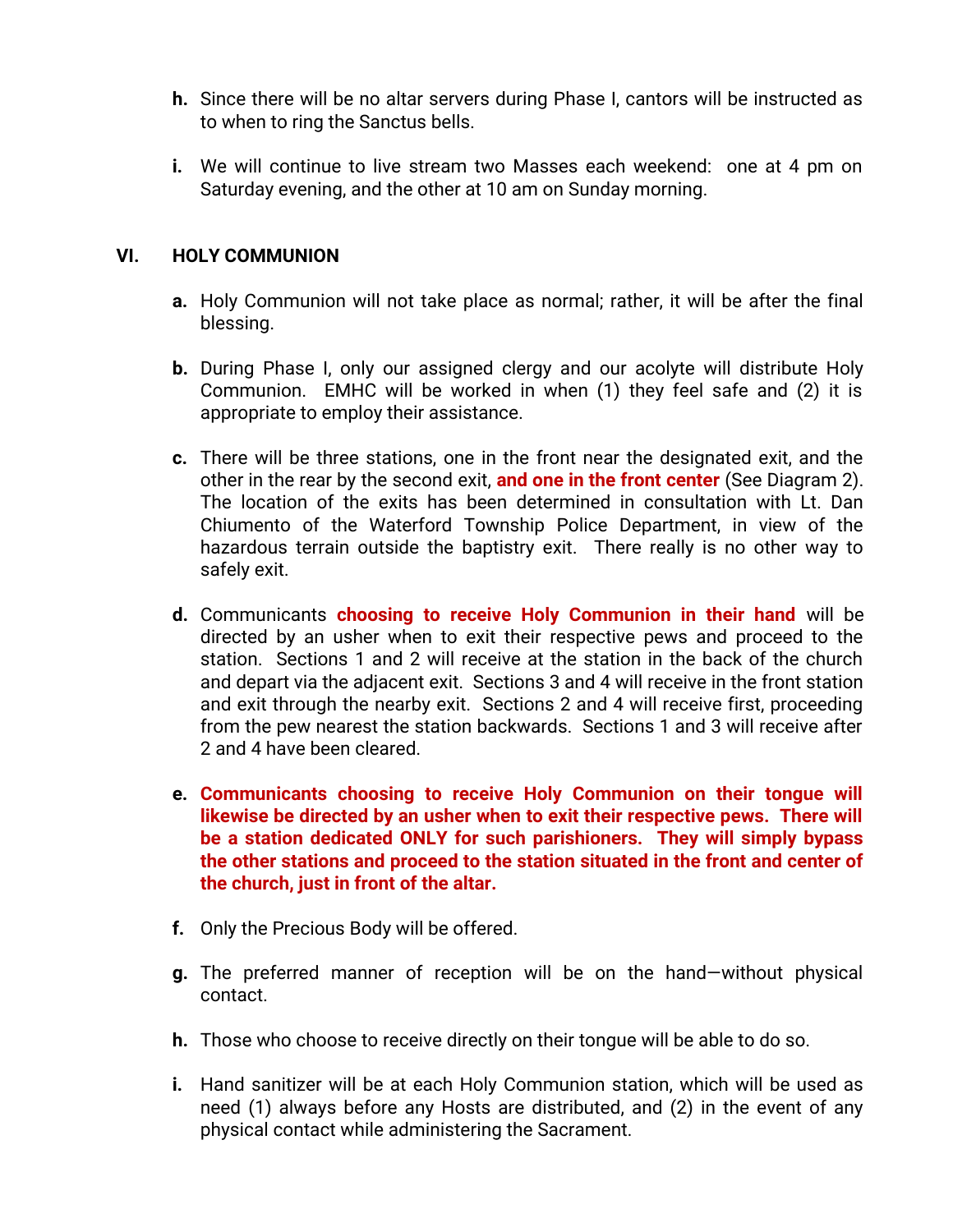h. Since there will be no altar servers during Phase I, cantors will be instructed as to when to ring the Sanctus bells.

i. We will continue to live stream two Masses each weekend: one at 4 pm on Saturday evening, and the other at 10 am on Sunday morning.

## VI. HOLY COMMUNION

a. Holy Communion will not take place as normal; rather, it will be after the final blessing.

b. During Phase I, only our assigned clergy and our acolyte will distribute Holy Communion. EMHC will be worked in when (1) they feel safe and (2) it is appropriate to employ their assistance.

c. There will be three stations, one in the front near the designated exit, and the other in the rear by the second exit, **and one in the front center** (See Diagram 2). The location of the exits has been determined in consultation with Lt. Dan Chiumento of the Waterford Township Police Department, in view of the hazardous terrain outside the baptistry exit. There really is no other way to safely exit.

d. Communicants **choosing to receive Holy Communion in their hand** will be directed by an usher when to exit their respective pews and proceed to the station. Sections 1 and 2 will receive at the station in the back of the church and depart via the adjacent exit. Sections 3 and 4 will receive in the front station and exit through the nearby exit. Sections 2 and 4 will receive first, proceeding from the pew nearest the station backwards. Sections 1 and 3 will receive after 2 and 4 have been cleared.

e. **Communicants choosing to receive Holy Communion on their tongue will likewise be directed by an usher when to exit their respective pews. There will be a station dedicated ONLY for such parishioners. They will simply bypass the other stations and proceed to the station situated in the front and center of the church, just in front of the altar.**

f. Only the Precious Body will be offered.

g. The preferred manner of reception will be on the hand—without physical contact.

h. Those who choose to receive directly on their tongue will be able to do so.

i. Hand sanitizer will be at each Holy Communion station, which will be used as need (1) always before any Hosts are distributed, and (2) in the event of any physical contact while administering the Sacrament.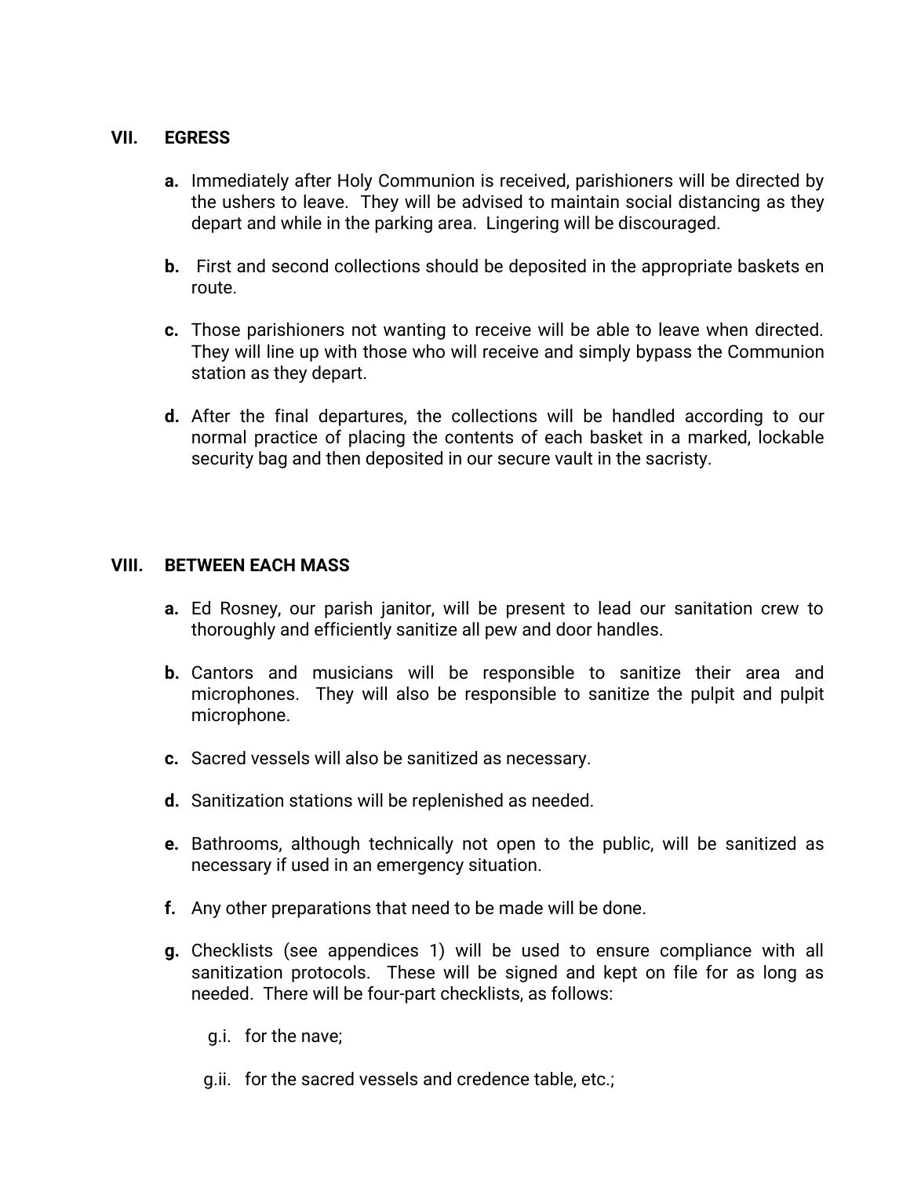## VII. EGRESS

**a.** Immediately after Holy Communion is received, parishioners will be directed by the ushers to leave. They will be advised to maintain social distancing as they depart and while in the parking area. Lingering will be discouraged.

**b.** First and second collections should be deposited in the appropriate baskets en route.

**c.** Those parishioners not wanting to receive will be able to leave when directed. They will line up with those who will receive and simply bypass the Communion station as they depart.

**d.** After the final departures, the collections will be handled according to our normal practice of placing the contents of each basket in a marked, lockable security bag and then deposited in our secure vault in the sacristy.

## VIII. BETWEEN EACH MASS

**a.** Ed Rosney, our parish janitor, will be present to lead our sanitation crew to thoroughly and efficiently sanitize all pew and door handles.

**b.** Cantors and musicians will be responsible to sanitize their area and microphones. They will also be responsible to sanitize the pulpit and pulpit microphone.

**c.** Sacred vessels will also be sanitized as necessary.

**d.** Sanitization stations will be replenished as needed.

**e.** Bathrooms, although technically not open to the public, will be sanitized as necessary if used in an emergency situation.

**f.** Any other preparations that need to be made will be done.

**g.** Checklists (see appendices 1) will be used to ensure compliance with all sanitization protocols. These will be signed and kept on file for as long as needed. There will be four-part checklists, as follows:

g.i. for the nave;

g.ii. for the sacred vessels and credence table, etc.;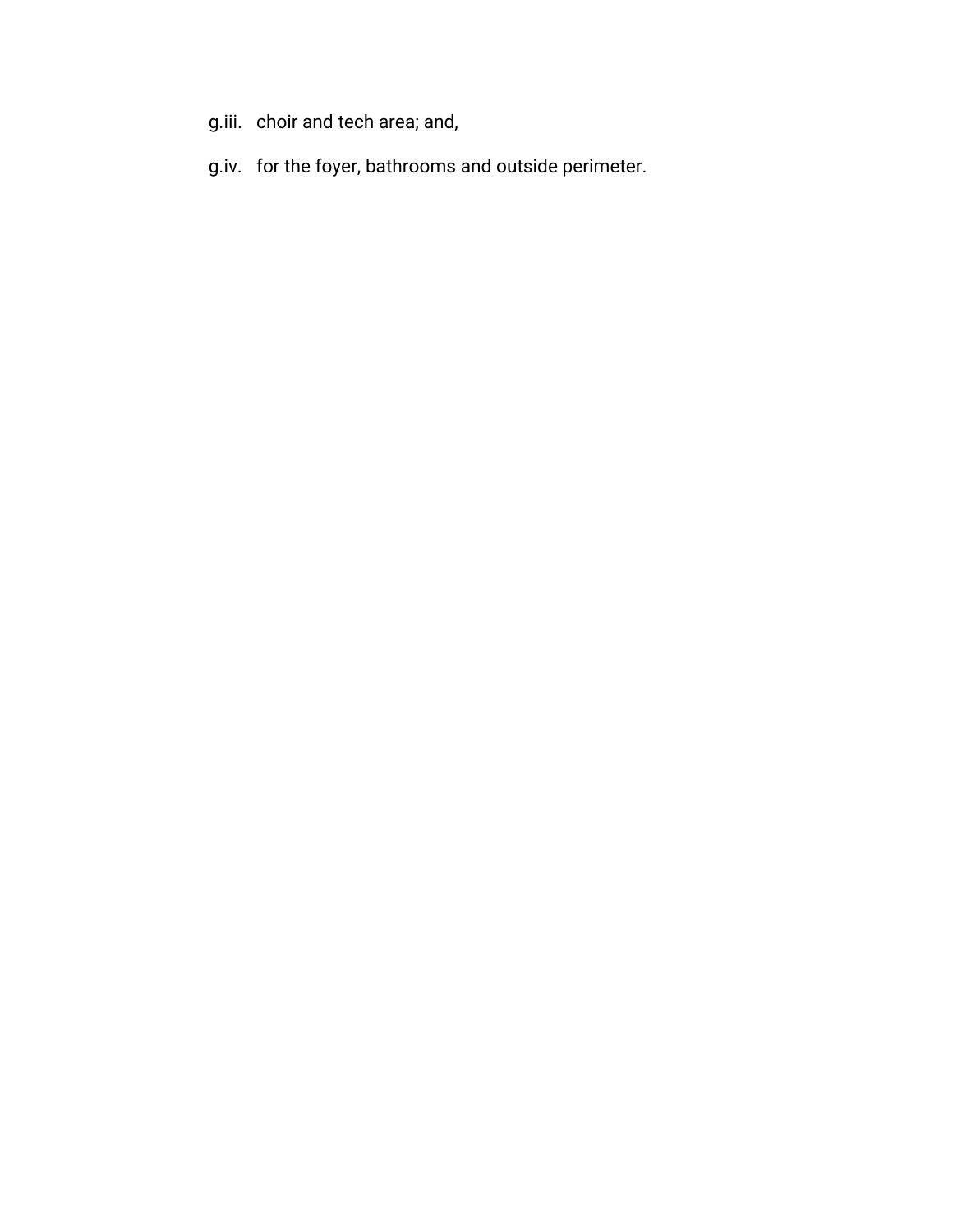g.iii. choir and tech area; and,

g.iv. for the foyer, bathrooms and outside perimeter.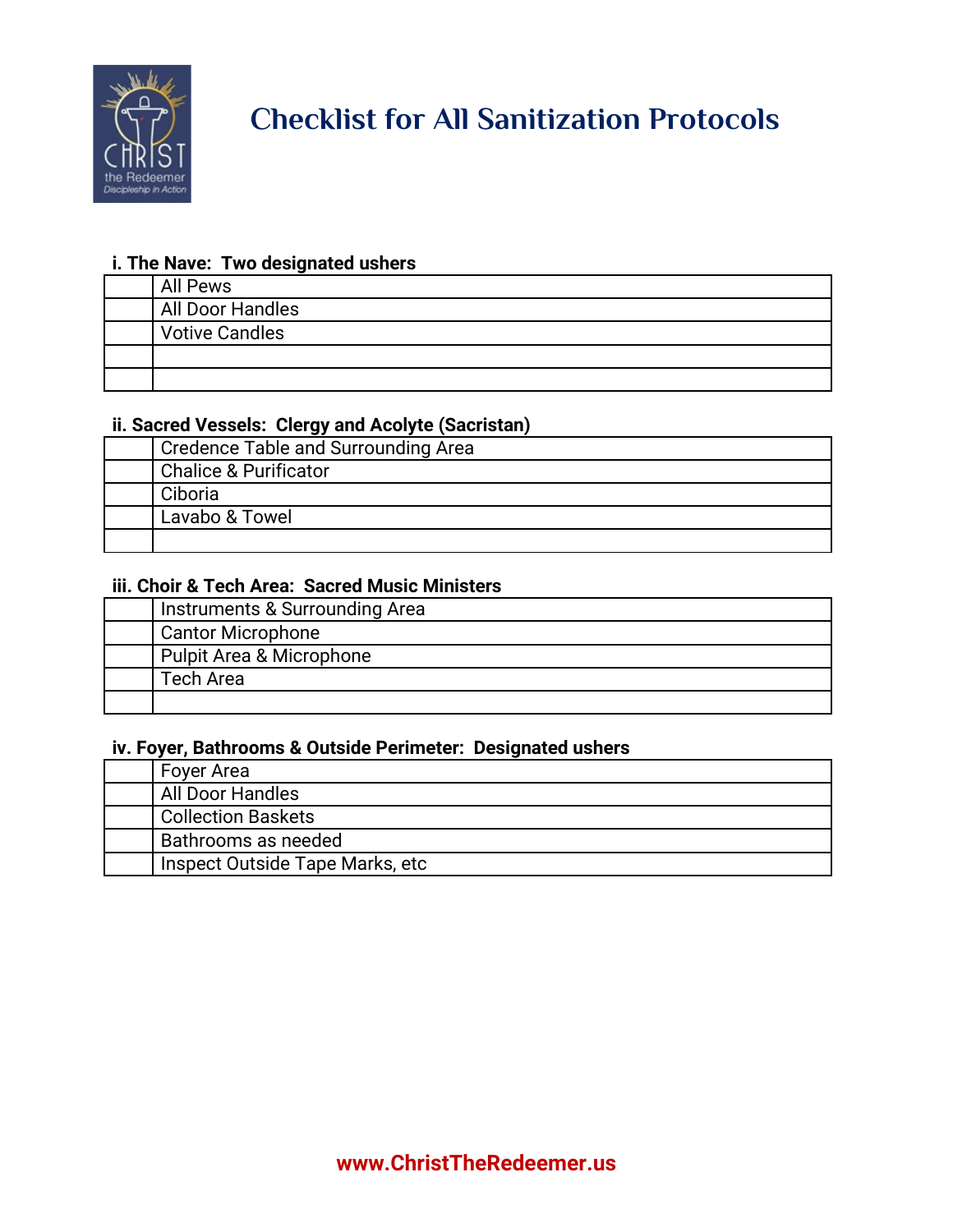# Checklist for All Sanitization Protocols

**i. The Nave: Two designated ushers**

| | |
|---|---|
| | All Pews |
| | All Door Handles |
| | Votive Candles |
| | |
| | |

**ii. Sacred Vessels: Clergy and Acolyte (Sacristan)**

| | |
|---|---|
| | Credence Table and Surrounding Area |
| | Chalice & Purificator |
| | Ciboria |
| | Lavabo & Towel |
| | |

**iii. Choir & Tech Area: Sacred Music Ministers**

| | |
|---|---|
| | Instruments & Surrounding Area |
| | Cantor Microphone |
| | Pulpit Area & Microphone |
| | Tech Area |
| | |

**iv. Foyer, Bathrooms & Outside Perimeter: Designated ushers**

| | |
|---|---|
| | Foyer Area |
| | All Door Handles |
| | Collection Baskets |
| | Bathrooms as needed |
| | Inspect Outside Tape Marks, etc |

www.ChristTheRedeemer.us